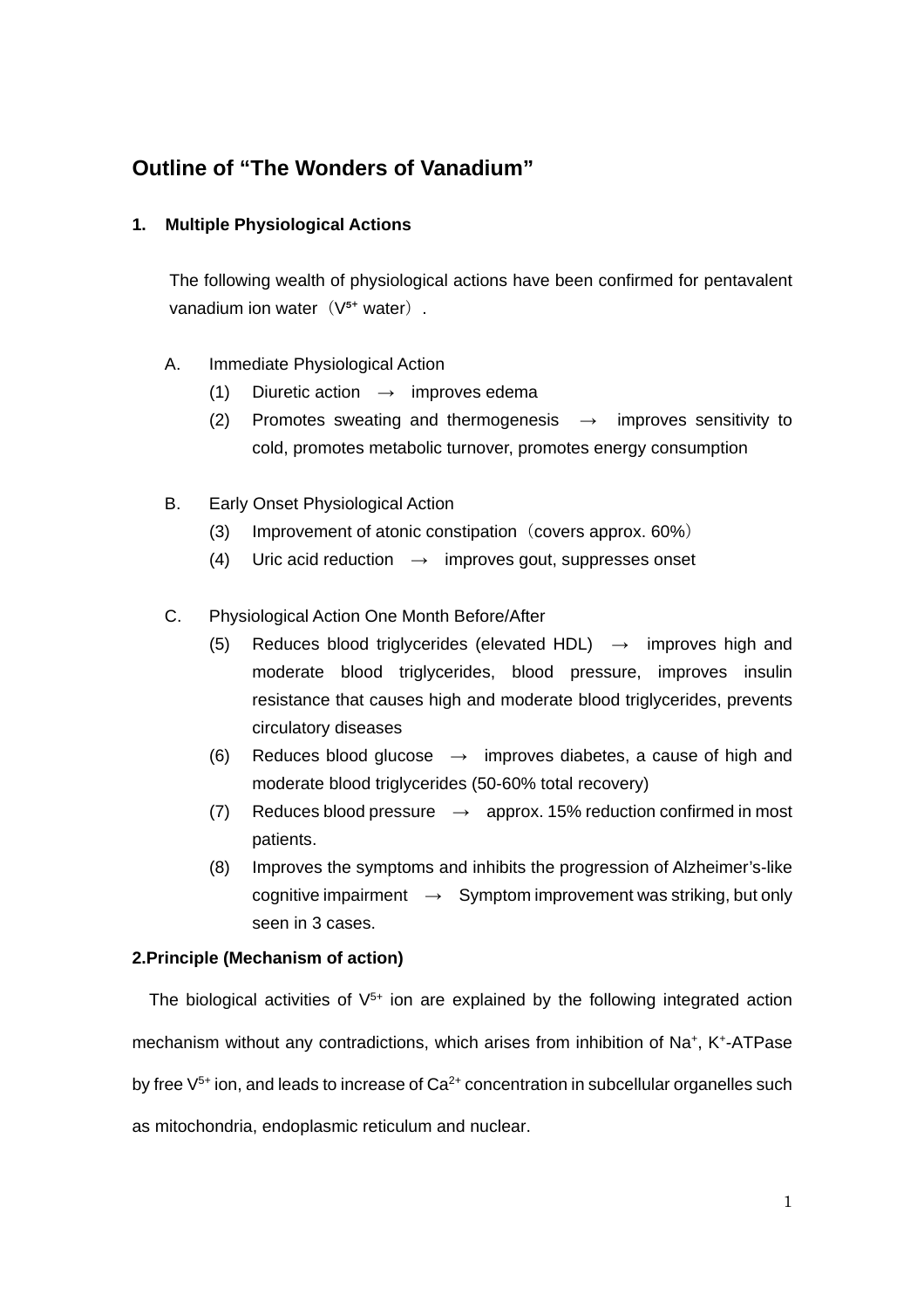# Outline of "The Wonders of Vanadium"

## 1. Multiple Physiological Actions

The following wealth of physiological actions have been confirmed for pentavalent vanadium ion water（$V^{5+}$ water）.

A. Immediate Physiological Action

(1) Diuretic action → improves edema

(2) Promotes sweating and thermogenesis → improves sensitivity to cold, promotes metabolic turnover, promotes energy consumption

B. Early Onset Physiological Action

(3) Improvement of atonic constipation（covers approx. 60%）

(4) Uric acid reduction → improves gout, suppresses onset

C. Physiological Action One Month Before/After

(5) Reduces blood triglycerides (elevated HDL) → improves high and moderate blood triglycerides, blood pressure, improves insulin resistance that causes high and moderate blood triglycerides, prevents circulatory diseases

(6) Reduces blood glucose → improves diabetes, a cause of high and moderate blood triglycerides (50-60% total recovery)

(7) Reduces blood pressure → approx. 15% reduction confirmed in most patients.

(8) Improves the symptoms and inhibits the progression of Alzheimer's-like cognitive impairment → Symptom improvement was striking, but only seen in 3 cases.

## 2.Principle (Mechanism of action)

The biological activities of $V^{5+}$ ion are explained by the following integrated action mechanism without any contradictions, which arises from inhibition of $Na^{+}$, $K^{+}$-ATPase by free $V^{5+}$ ion, and leads to increase of $Ca^{2+}$ concentration in subcellular organelles such as mitochondria, endoplasmic reticulum and nuclear.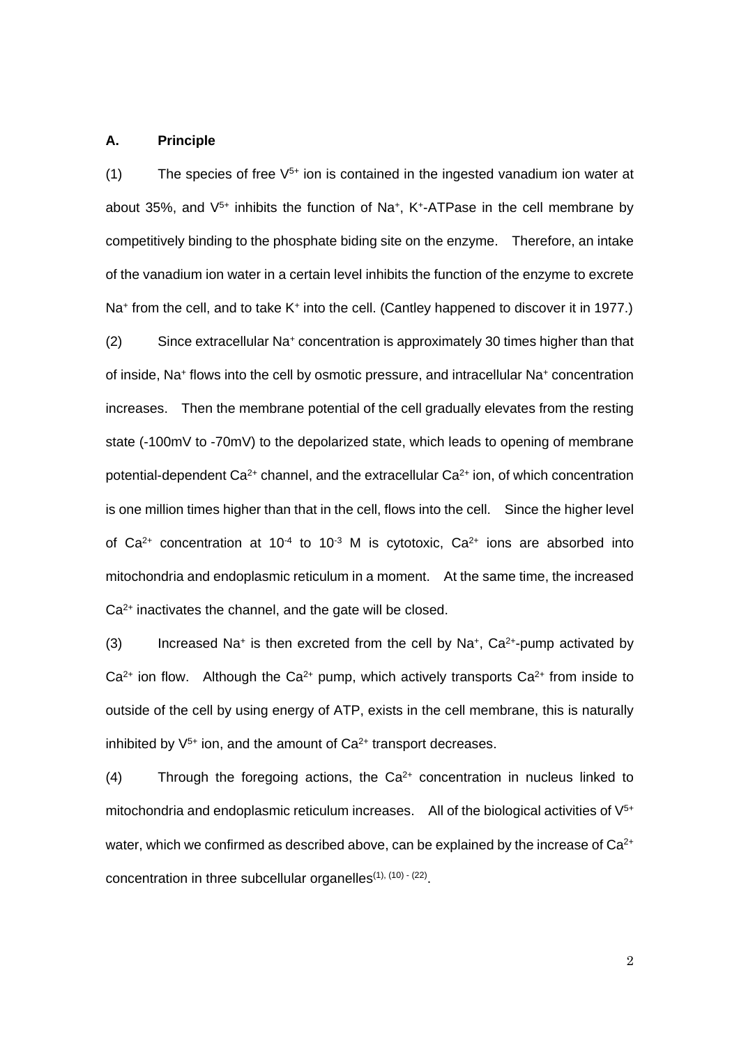## A. Principle

(1) The species of free $V^{5+}$ ion is contained in the ingested vanadium ion water at about 35%, and $V^{5+}$ inhibits the function of $Na^+$, $K^+$-ATPase in the cell membrane by competitively binding to the phosphate biding site on the enzyme. Therefore, an intake of the vanadium ion water in a certain level inhibits the function of the enzyme to excrete $Na^+$ from the cell, and to take $K^+$ into the cell. (Cantley happened to discover it in 1977.)

(2) Since extracellular $Na^+$ concentration is approximately 30 times higher than that of inside, $Na^+$ flows into the cell by osmotic pressure, and intracellular $Na^+$ concentration increases. Then the membrane potential of the cell gradually elevates from the resting state (-100mV to -70mV) to the depolarized state, which leads to opening of membrane potential-dependent $Ca^{2+}$ channel, and the extracellular $Ca^{2+}$ ion, of which concentration is one million times higher than that in the cell, flows into the cell. Since the higher level of $Ca^{2+}$ concentration at $10^{-4}$ to $10^{-3}$ M is cytotoxic, $Ca^{2+}$ ions are absorbed into mitochondria and endoplasmic reticulum in a moment. At the same time, the increased $Ca^{2+}$ inactivates the channel, and the gate will be closed.

(3) Increased $Na^+$ is then excreted from the cell by $Na^+$, $Ca^{2+}$-pump activated by $Ca^{2+}$ ion flow. Although the $Ca^{2+}$ pump, which actively transports $Ca^{2+}$ from inside to outside of the cell by using energy of ATP, exists in the cell membrane, this is naturally inhibited by $V^{5+}$ ion, and the amount of $Ca^{2+}$ transport decreases.

(4) Through the foregoing actions, the $Ca^{2+}$ concentration in nucleus linked to mitochondria and endoplasmic reticulum increases. All of the biological activities of $V^{5+}$ water, which we confirmed as described above, can be explained by the increase of $Ca^{2+}$ concentration in three subcellular organelles[(1), (10) - (22)].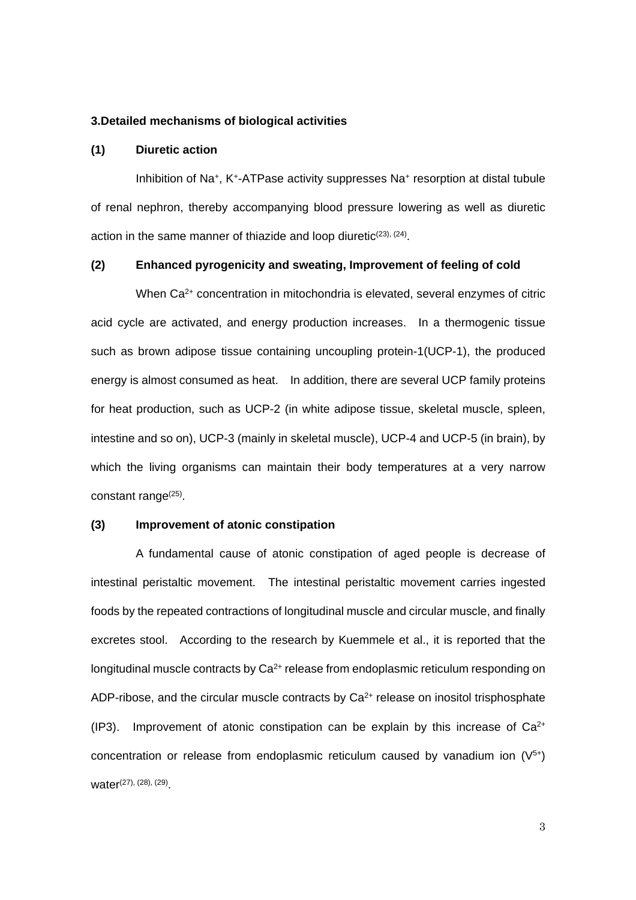### 3.Detailed mechanisms of biological activities

#### (1) Diuretic action

Inhibition of $Na^+$, $K^+$-ATPase activity suppresses $Na^+$ resorption at distal tubule of renal nephron, thereby accompanying blood pressure lowering as well as diuretic action in the same manner of thiazide and loop diuretic[23), (24)].

#### (2) Enhanced pyrogenicity and sweating, Improvement of feeling of cold

When $Ca^{2+}$ concentration in mitochondria is elevated, several enzymes of citric acid cycle are activated, and energy production increases. In a thermogenic tissue such as brown adipose tissue containing uncoupling protein-1(UCP-1), the produced energy is almost consumed as heat. In addition, there are several UCP family proteins for heat production, such as UCP-2 (in white adipose tissue, skeletal muscle, spleen, intestine and so on), UCP-3 (mainly in skeletal muscle), UCP-4 and UCP-5 (in brain), by which the living organisms can maintain their body temperatures at a very narrow constant range[(25)].

#### (3) Improvement of atonic constipation

A fundamental cause of atonic constipation of aged people is decrease of intestinal peristaltic movement. The intestinal peristaltic movement carries ingested foods by the repeated contractions of longitudinal muscle and circular muscle, and finally excretes stool. According to the research by Kuemmele et al., it is reported that the longitudinal muscle contracts by $Ca^{2+}$ release from endoplasmic reticulum responding on ADP-ribose, and the circular muscle contracts by $Ca^{2+}$ release on inositol trisphosphate (IP3). Improvement of atonic constipation can be explain by this increase of $Ca^{2+}$ concentration or release from endoplasmic reticulum caused by vanadium ion ($V^{5+}$) water[(27), (28), (29)].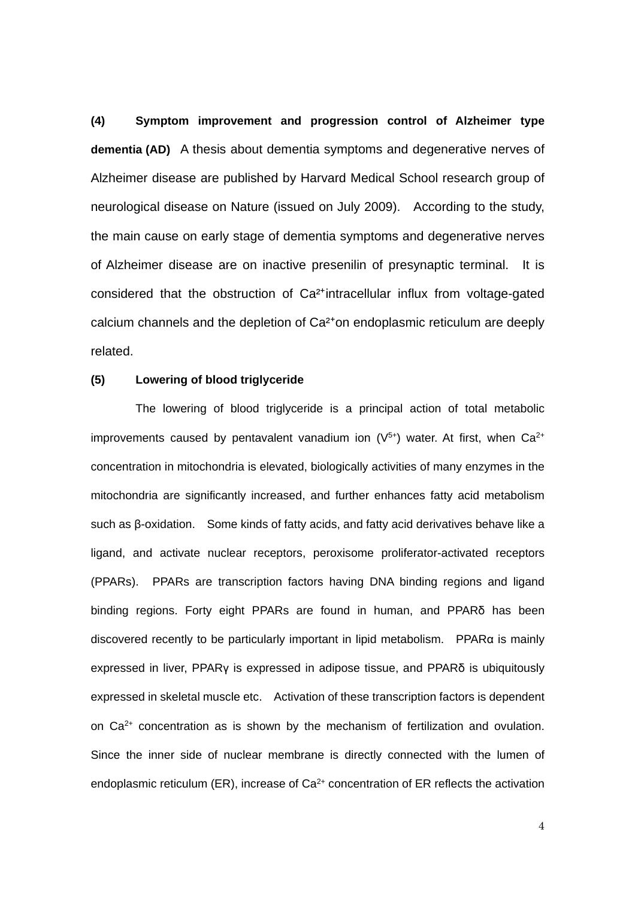**(4) Symptom improvement and progression control of Alzheimer type dementia (AD)** A thesis about dementia symptoms and degenerative nerves of Alzheimer disease are published by Harvard Medical School research group of neurological disease on Nature (issued on July 2009). According to the study, the main cause on early stage of dementia symptoms and degenerative nerves of Alzheimer disease are on inactive presenilin of presynaptic terminal. It is considered that the obstruction of $Ca^{2+}$intracellular influx from voltage-gated calcium channels and the depletion of $Ca^{2+}$on endoplasmic reticulum are deeply related.

**(5) Lowering of blood triglyceride**

The lowering of blood triglyceride is a principal action of total metabolic improvements caused by pentavalent vanadium ion ($V^{5+}$) water. At first, when $Ca^{2+}$ concentration in mitochondria is elevated, biologically activities of many enzymes in the mitochondria are significantly increased, and further enhances fatty acid metabolism such as β-oxidation. Some kinds of fatty acids, and fatty acid derivatives behave like a ligand, and activate nuclear receptors, peroxisome proliferator-activated receptors (PPARs). PPARs are transcription factors having DNA binding regions and ligand binding regions. Forty eight PPARs are found in human, and PPARδ has been discovered recently to be particularly important in lipid metabolism. PPARα is mainly expressed in liver, PPARγ is expressed in adipose tissue, and PPARδ is ubiquitously expressed in skeletal muscle etc. Activation of these transcription factors is dependent on $Ca^{2+}$ concentration as is shown by the mechanism of fertilization and ovulation. Since the inner side of nuclear membrane is directly connected with the lumen of endoplasmic reticulum (ER), increase of $Ca^{2+}$ concentration of ER reflects the activation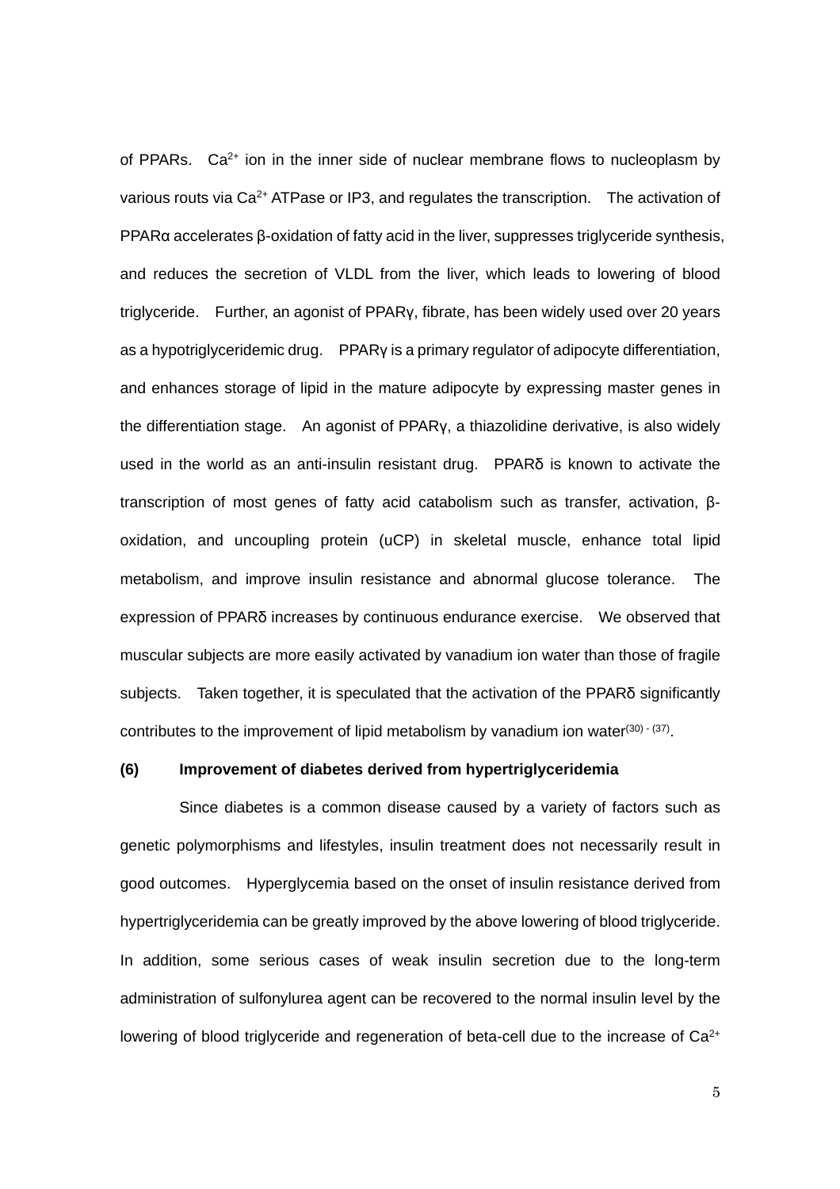of PPARs. $Ca^{2+}$ ion in the inner side of nuclear membrane flows to nucleoplasm by various routs via $Ca^{2+}$ ATPase or IP3, and regulates the transcription. The activation of PPARα accelerates β-oxidation of fatty acid in the liver, suppresses triglyceride synthesis, and reduces the secretion of VLDL from the liver, which leads to lowering of blood triglyceride. Further, an agonist of PPARγ, fibrate, has been widely used over 20 years as a hypotriglyceridemic drug. PPARγ is a primary regulator of adipocyte differentiation, and enhances storage of lipid in the mature adipocyte by expressing master genes in the differentiation stage. An agonist of PPARγ, a thiazolidine derivative, is also widely used in the world as an anti-insulin resistant drug. PPARδ is known to activate the transcription of most genes of fatty acid catabolism such as transfer, activation, β-oxidation, and uncoupling protein (uCP) in skeletal muscle, enhance total lipid metabolism, and improve insulin resistance and abnormal glucose tolerance. The expression of PPARδ increases by continuous endurance exercise. We observed that muscular subjects are more easily activated by vanadium ion water than those of fragile subjects. Taken together, it is speculated that the activation of the PPARδ significantly contributes to the improvement of lipid metabolism by vanadium ion water[(30) - (37)].

**(6) Improvement of diabetes derived from hypertriglyceridemia**

Since diabetes is a common disease caused by a variety of factors such as genetic polymorphisms and lifestyles, insulin treatment does not necessarily result in good outcomes. Hyperglycemia based on the onset of insulin resistance derived from hypertriglyceridemia can be greatly improved by the above lowering of blood triglyceride. In addition, some serious cases of weak insulin secretion due to the long-term administration of sulfonylurea agent can be recovered to the normal insulin level by the lowering of blood triglyceride and regeneration of beta-cell due to the increase of $Ca^{2+}$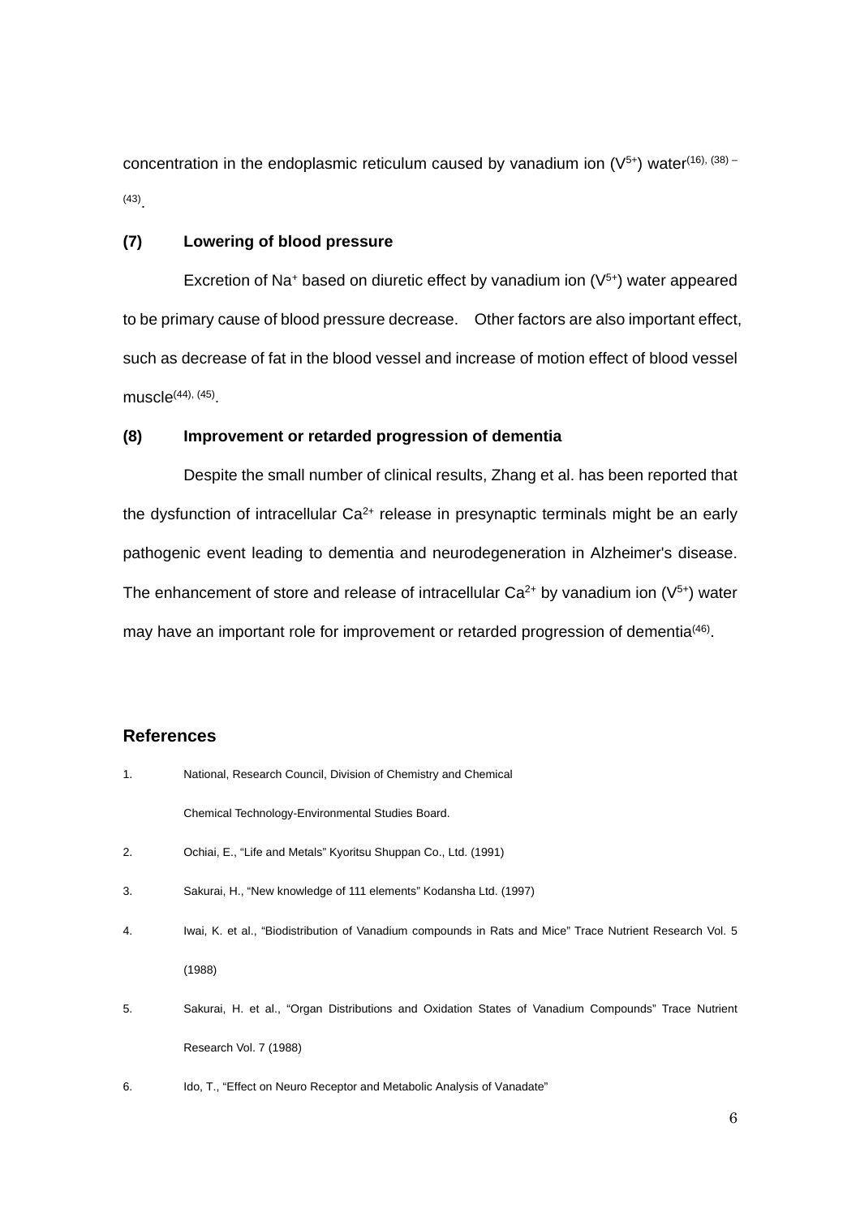concentration in the endoplasmic reticulum caused by vanadium ion ($V^{5+}$) water[(16), (38) – (43)].

### (7) Lowering of blood pressure

Excretion of $Na^{+}$ based on diuretic effect by vanadium ion ($V^{5+}$) water appeared to be primary cause of blood pressure decrease. Other factors are also important effect, such as decrease of fat in the blood vessel and increase of motion effect of blood vessel muscle[(44), (45)].

### (8) Improvement or retarded progression of dementia

Despite the small number of clinical results, Zhang et al. has been reported that the dysfunction of intracellular $Ca^{2+}$ release in presynaptic terminals might be an early pathogenic event leading to dementia and neurodegeneration in Alzheimer's disease. The enhancement of store and release of intracellular $Ca^{2+}$ by vanadium ion ($V^{5+}$) water may have an important role for improvement or retarded progression of dementia[(46)].

## References

1. National, Research Council, Division of Chemistry and Chemical
   Chemical Technology-Environmental Studies Board.
2. Ochiai, E., "Life and Metals" Kyoritsu Shuppan Co., Ltd. (1991)
3. Sakurai, H., "New knowledge of 111 elements" Kodansha Ltd. (1997)
4. Iwai, K. et al., "Biodistribution of Vanadium compounds in Rats and Mice" Trace Nutrient Research Vol. 5 (1988)
5. Sakurai, H. et al., "Organ Distributions and Oxidation States of Vanadium Compounds" Trace Nutrient Research Vol. 7 (1988)
6. Ido, T., "Effect on Neuro Receptor and Metabolic Analysis of Vanadate"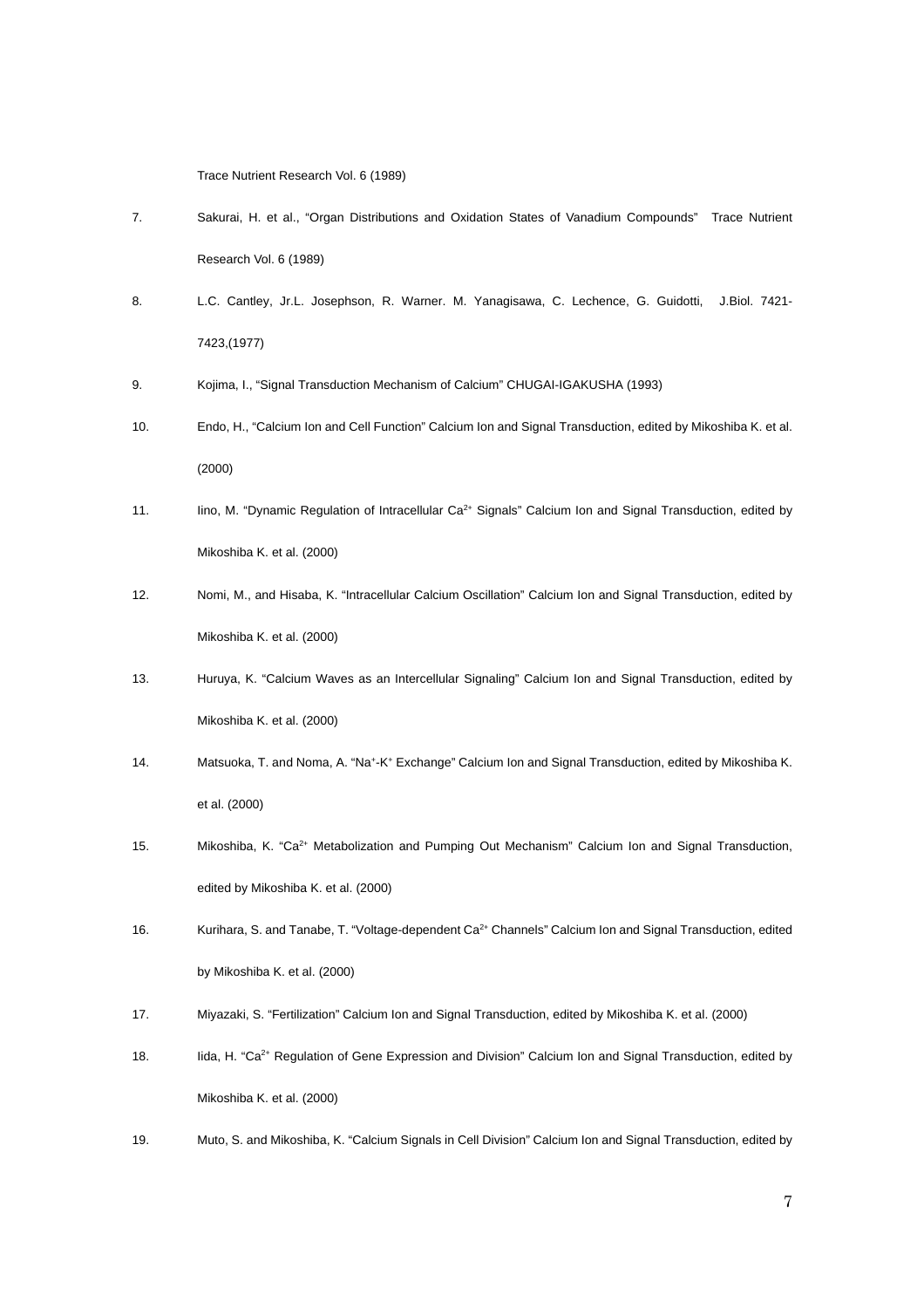Trace Nutrient Research Vol. 6 (1989)

7. Sakurai, H. et al., “Organ Distributions and Oxidation States of Vanadium Compounds” Trace Nutrient Research Vol. 6 (1989)

8. L.C. Cantley, Jr.L. Josephson, R. Warner. M. Yanagisawa, C. Lechence, G. Guidotti, J.Biol. 7421-7423,(1977)

9. Kojima, I., “Signal Transduction Mechanism of Calcium” CHUGAI-IGAKUSHA (1993)

10. Endo, H., “Calcium Ion and Cell Function” Calcium Ion and Signal Transduction, edited by Mikoshiba K. et al. (2000)

11. Iino, M. “Dynamic Regulation of Intracellular $Ca^{2+}$ Signals” Calcium Ion and Signal Transduction, edited by Mikoshiba K. et al. (2000)

12. Nomi, M., and Hisaba, K. “Intracellular Calcium Oscillation” Calcium Ion and Signal Transduction, edited by Mikoshiba K. et al. (2000)

13. Huruya, K. “Calcium Waves as an Intercellular Signaling” Calcium Ion and Signal Transduction, edited by Mikoshiba K. et al. (2000)

14. Matsuoka, T. and Noma, A. “$Na^{+}$-$K^{+}$ Exchange” Calcium Ion and Signal Transduction, edited by Mikoshiba K. et al. (2000)

15. Mikoshiba, K. “$Ca^{2+}$ Metabolization and Pumping Out Mechanism” Calcium Ion and Signal Transduction, edited by Mikoshiba K. et al. (2000)

16. Kurihara, S. and Tanabe, T. “Voltage-dependent $Ca^{2+}$ Channels” Calcium Ion and Signal Transduction, edited by Mikoshiba K. et al. (2000)

17. Miyazaki, S. “Fertilization” Calcium Ion and Signal Transduction, edited by Mikoshiba K. et al. (2000)

18. Iida, H. “$Ca^{2+}$ Regulation of Gene Expression and Division” Calcium Ion and Signal Transduction, edited by Mikoshiba K. et al. (2000)

19. Muto, S. and Mikoshiba, K. “Calcium Signals in Cell Division” Calcium Ion and Signal Transduction, edited by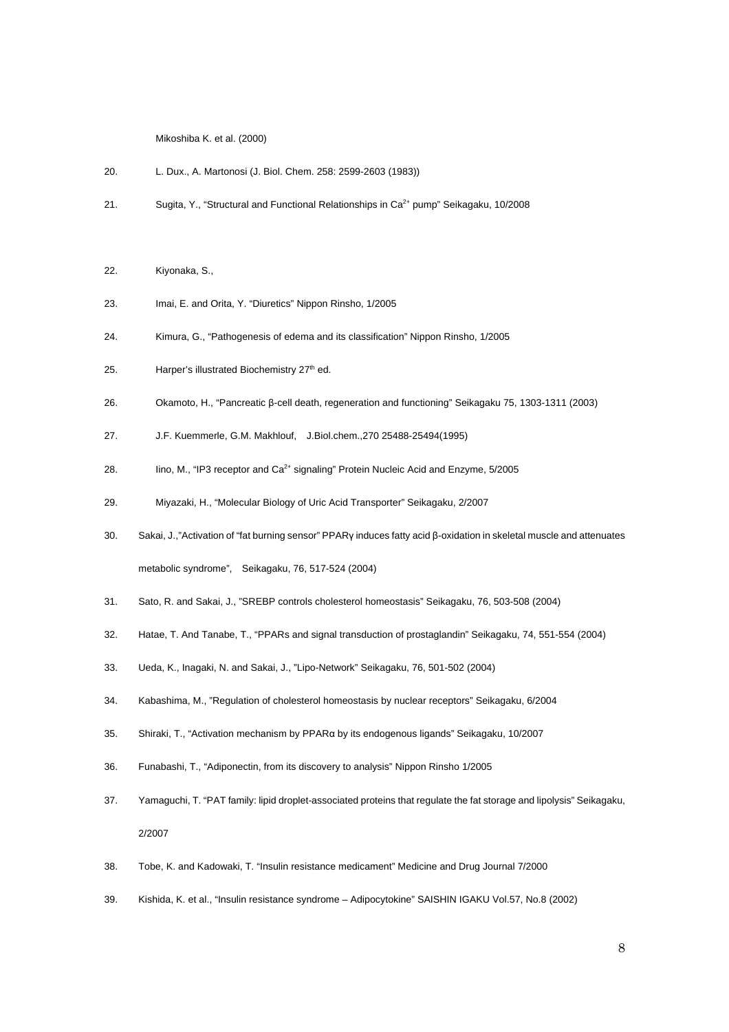Mikoshiba K. et al. (2000)

20. L. Dux., A. Martonosi (J. Biol. Chem. 258: 2599-2603 (1983))

21. Sugita, Y., “Structural and Functional Relationships in $Ca^{2+}$ pump” Seikagaku, 10/2008

22. Kiyonaka, S.,

23. Imai, E. and Orita, Y. “Diuretics” Nippon Rinsho, 1/2005

24. Kimura, G., “Pathogenesis of edema and its classification” Nippon Rinsho, 1/2005

25. Harper's illustrated Biochemistry 27th ed.

26. Okamoto, H., “Pancreatic β-cell death, regeneration and functioning” Seikagaku 75, 1303-1311 (2003)

27. J.F. Kuemmerle, G.M. Makhlouf, J.Biol.chem.,270 25488-25494(1995)

28. Iino, M., “IP3 receptor and $Ca^{2+}$ signaling” Protein Nucleic Acid and Enzyme, 5/2005

29. Miyazaki, H., “Molecular Biology of Uric Acid Transporter” Seikagaku, 2/2007

30. Sakai, J.,”Activation of “fat burning sensor” PPARγ induces fatty acid β-oxidation in skeletal muscle and attenuates metabolic syndrome”, Seikagaku, 76, 517-524 (2004)

31. Sato, R. and Sakai, J., ”SREBP controls cholesterol homeostasis” Seikagaku, 76, 503-508 (2004)

32. Hatae, T. And Tanabe, T., “PPARs and signal transduction of prostaglandin” Seikagaku, 74, 551-554 (2004)

33. Ueda, K., Inagaki, N. and Sakai, J., ”Lipo-Network” Seikagaku, 76, 501-502 (2004)

34. Kabashima, M., ”Regulation of cholesterol homeostasis by nuclear receptors” Seikagaku, 6/2004

35. Shiraki, T., “Activation mechanism by PPARα by its endogenous ligands” Seikagaku, 10/2007

36. Funabashi, T., “Adiponectin, from its discovery to analysis” Nippon Rinsho 1/2005

37. Yamaguchi, T. “PAT family: lipid droplet-associated proteins that regulate the fat storage and lipolysis” Seikagaku, 2/2007

38. Tobe, K. and Kadowaki, T. “Insulin resistance medicament” Medicine and Drug Journal 7/2000

39. Kishida, K. et al., “Insulin resistance syndrome – Adipocytokine” SAISHIN IGAKU Vol.57, No.8 (2002)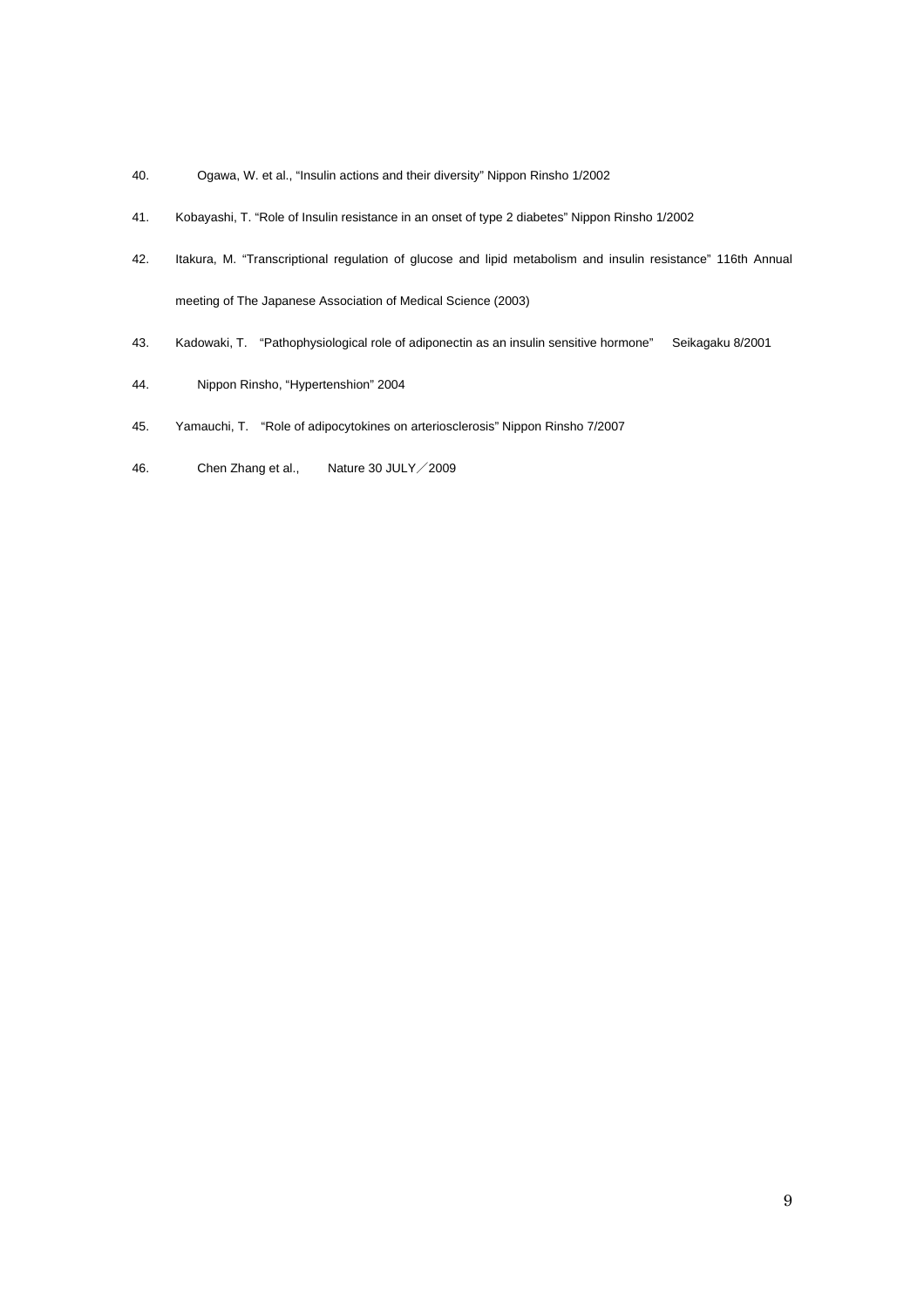40. Ogawa, W. et al., "Insulin actions and their diversity" Nippon Rinsho 1/2002

41. Kobayashi, T. "Role of Insulin resistance in an onset of type 2 diabetes" Nippon Rinsho 1/2002

42. Itakura, M. "Transcriptional regulation of glucose and lipid metabolism and insulin resistance" 116th Annual meeting of The Japanese Association of Medical Science (2003)

43. Kadowaki, T. "Pathophysiological role of adiponectin as an insulin sensitive hormone" Seikagaku 8/2001

44. Nippon Rinsho, "Hypertenshion" 2004

45. Yamauchi, T. "Role of adipocytokines on arteriosclerosis" Nippon Rinsho 7/2007

46. Chen Zhang et al., Nature 30 JULY／2009